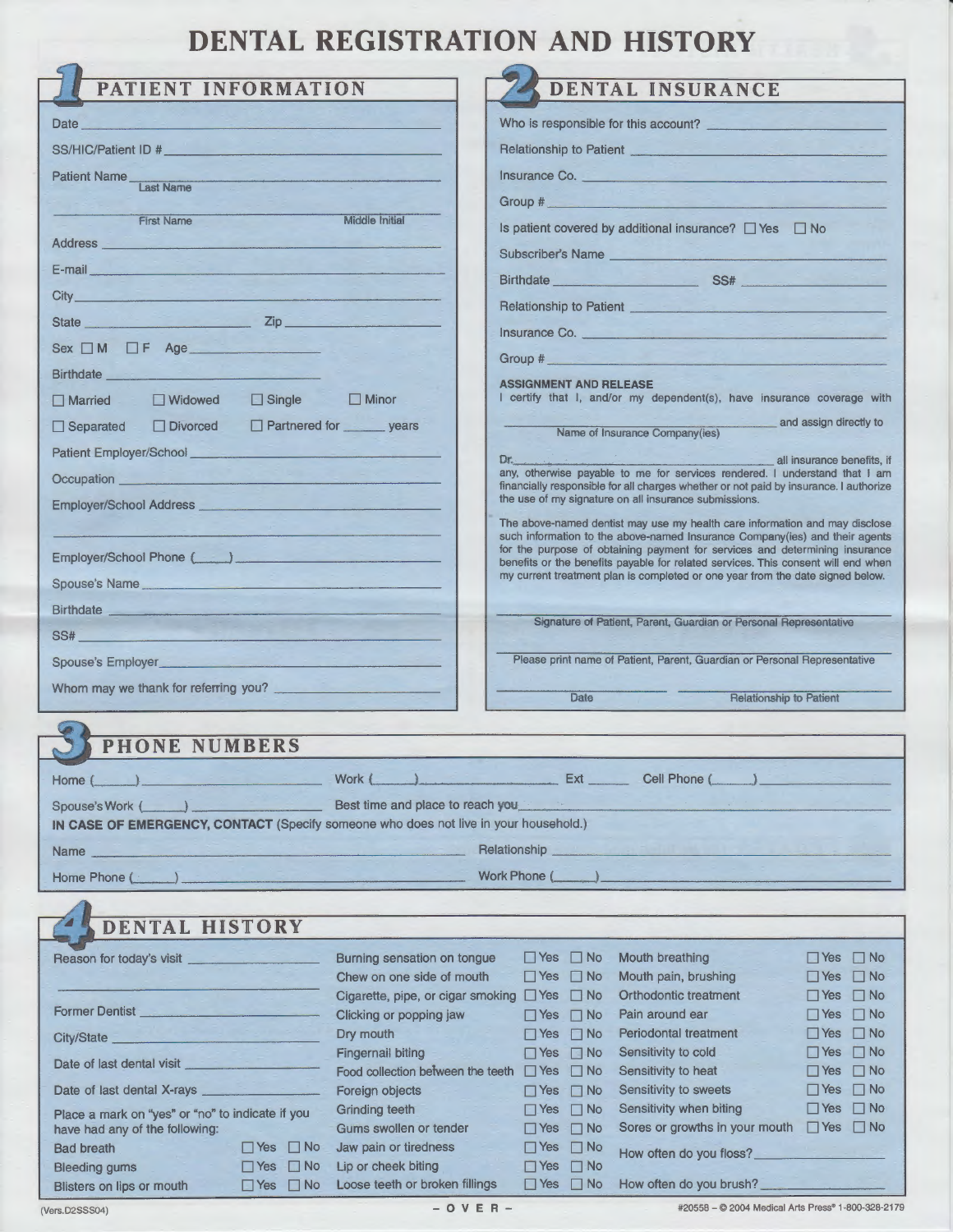# DENTAL REGISTRATION AND HISTORY

## 1 PATIENT INFORMATION

Date ______________________

SS/HIC/Patient ID # ______________________

Patient Name ______________________
Last Name

______________________
First Name    Middle Initial

Address ______________________

E-mail ______________________

City ______________________

State ____________ Zip ____________

Sex ☐ M ☐ F Age ____________

Birthdate ______________________

☐ Married ☐ Widowed ☐ Single ☐ Minor

☐ Separated ☐ Divorced ☐ Partnered for ______ years

Patient Employer/School ______________________

Occupation ______________________

Employer/School Address ______________________

______________________

Employer/School Phone (____) ______________________

Spouse's Name ______________________

Birthdate ______________________

SS# ______________________

Spouse's Employer ______________________

Whom may we thank for referring you? ______________________

## 2 DENTAL INSURANCE

Who is responsible for this account? ______________________

Relationship to Patient ______________________

Insurance Co. ______________________

Group # ______________________

Is patient covered by additional insurance? ☐ Yes ☐ No

Subscriber's Name ______________________

Birthdate ____________ SS# ____________

Relationship to Patient ______________________

Insurance Co. ______________________

Group # ______________________

**ASSIGNMENT AND RELEASE**

I certify that I, and/or my dependent(s), have insurance coverage with

______________________ and assign directly to
Name of Insurance Company(ies)

Dr. ______________________ all insurance benefits, if any, otherwise payable to me for services rendered. I understand that I am financially responsible for all charges whether or not paid by insurance. I authorize the use of my signature on all insurance submissions.

The above-named dentist may use my health care information and may disclose such information to the above-named Insurance Company(ies) and their agents for the purpose of obtaining payment for services and determining insurance benefits or the benefits payable for related services. This consent will end when my current treatment plan is completed or one year from the date signed below.

______________________
Signature of Patient, Parent, Guardian or Personal Representative

______________________
Please print name of Patient, Parent, Guardian or Personal Representative

____________ ____________
Date    Relationship to Patient

## 3 PHONE NUMBERS

Home (____) ____________ Work (____) ____________ Ext ______ Cell Phone (____) ____________

Spouse's Work (____) ____________ Best time and place to reach you ____________

**IN CASE OF EMERGENCY, CONTACT** (Specify someone who does not live in your household.)

Name ______________________ Relationship ______________________

Home Phone (____) ______________________ Work Phone (____) ______________________

## 4 DENTAL HISTORY

Reason for today's visit ______________________

______________________

Former Dentist ______________________

City/State ______________________

Date of last dental visit ______________________

Date of last dental X-rays ______________________

Place a mark on "yes" or "no" to indicate if you have had any of the following:

| Condition | Yes | No |
|---|---|---|
| Bad breath | ☐ | ☐ |
| Bleeding gums | ☐ | ☐ |
| Blisters on lips or mouth | ☐ | ☐ |
| Burning sensation on tongue | ☐ | ☐ |
| Chew on one side of mouth | ☐ | ☐ |
| Cigarette, pipe, or cigar smoking | ☐ | ☐ |
| Clicking or popping jaw | ☐ | ☐ |
| Dry mouth | ☐ | ☐ |
| Fingernail biting | ☐ | ☐ |
| Food collection between the teeth | ☐ | ☐ |
| Foreign objects | ☐ | ☐ |
| Grinding teeth | ☐ | ☐ |
| Gums swollen or tender | ☐ | ☐ |
| Jaw pain or tiredness | ☐ | ☐ |
| Lip or cheek biting | ☐ | ☐ |
| Loose teeth or broken fillings | ☐ | ☐ |
| Mouth breathing | ☐ | ☐ |
| Mouth pain, brushing | ☐ | ☐ |
| Orthodontic treatment | ☐ | ☐ |
| Pain around ear | ☐ | ☐ |
| Periodontal treatment | ☐ | ☐ |
| Sensitivity to cold | ☐ | ☐ |
| Sensitivity to heat | ☐ | ☐ |
| Sensitivity to sweets | ☐ | ☐ |
| Sensitivity when biting | ☐ | ☐ |
| Sores or growths in your mouth | ☐ | ☐ |

How often do you floss? ______________________

How often do you brush? ______________________

(Vers.D2SSS04)    – O V E R –    #20558 – © 2004 Medical Arts Press® 1-800-328-2179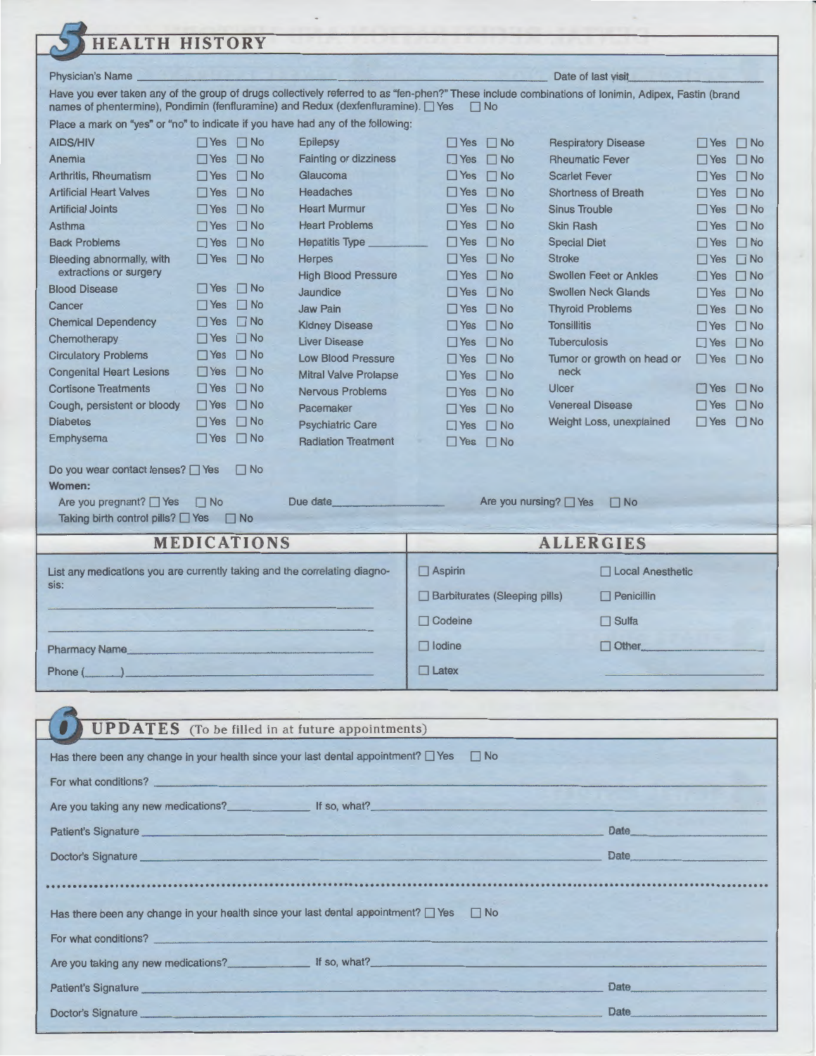## 5 HEALTH HISTORY

Physician's Name ______________________________ Date of last visit ______________

Have you ever taken any of the group of drugs collectively referred to as "fen-phen?" These include combinations of Ionimin, Adipex, Fastin (brand names of phentermine), Pondimin (fenfluramine) and Redux (dexfenfluramine). ☐ Yes ☐ No

Place a mark on "yes" or "no" to indicate if you have had any of the following:

| | | | | | |
|---|---|---|---|---|---|
| AIDS/HIV | ☐ Yes ☐ No | Epilepsy | ☐ Yes ☐ No | Respiratory Disease | ☐ Yes ☐ No |
| Anemia | ☐ Yes ☐ No | Fainting or dizziness | ☐ Yes ☐ No | Rheumatic Fever | ☐ Yes ☐ No |
| Arthritis, Rheumatism | ☐ Yes ☐ No | Glaucoma | ☐ Yes ☐ No | Scarlet Fever | ☐ Yes ☐ No |
| Artificial Heart Valves | ☐ Yes ☐ No | Headaches | ☐ Yes ☐ No | Shortness of Breath | ☐ Yes ☐ No |
| Artificial Joints | ☐ Yes ☐ No | Heart Murmur | ☐ Yes ☐ No | Sinus Trouble | ☐ Yes ☐ No |
| Asthma | ☐ Yes ☐ No | Heart Problems | ☐ Yes ☐ No | Skin Rash | ☐ Yes ☐ No |
| Back Problems | ☐ Yes ☐ No | Hepatitis Type ______ | ☐ Yes ☐ No | Special Diet | ☐ Yes ☐ No |
| Bleeding abnormally, with extractions or surgery | ☐ Yes ☐ No | Herpes | ☐ Yes ☐ No | Stroke | ☐ Yes ☐ No |
| | | High Blood Pressure | ☐ Yes ☐ No | Swollen Feet or Ankles | ☐ Yes ☐ No |
| Blood Disease | ☐ Yes ☐ No | Jaundice | ☐ Yes ☐ No | Swollen Neck Glands | ☐ Yes ☐ No |
| Cancer | ☐ Yes ☐ No | Jaw Pain | ☐ Yes ☐ No | Thyroid Problems | ☐ Yes ☐ No |
| Chemical Dependency | ☐ Yes ☐ No | Kidney Disease | ☐ Yes ☐ No | Tonsillitis | ☐ Yes ☐ No |
| Chemotherapy | ☐ Yes ☐ No | Liver Disease | ☐ Yes ☐ No | Tuberculosis | ☐ Yes ☐ No |
| Circulatory Problems | ☐ Yes ☐ No | Low Blood Pressure | ☐ Yes ☐ No | Tumor or growth on head or neck | ☐ Yes ☐ No |
| Congenital Heart Lesions | ☐ Yes ☐ No | Mitral Valve Prolapse | ☐ Yes ☐ No | | |
| Cortisone Treatments | ☐ Yes ☐ No | Nervous Problems | ☐ Yes ☐ No | Ulcer | ☐ Yes ☐ No |
| Cough, persistent or bloody | ☐ Yes ☐ No | Pacemaker | ☐ Yes ☐ No | Venereal Disease | ☐ Yes ☐ No |
| Diabetes | ☐ Yes ☐ No | Psychiatric Care | ☐ Yes ☐ No | Weight Loss, unexplained | ☐ Yes ☐ No |
| Emphysema | ☐ Yes ☐ No | Radiation Treatment | ☐ Yes ☐ No | | |

Do you wear contact lenses? ☐ Yes ☐ No

**Women:**

Are you pregnant? ☐ Yes ☐ No Due date______________ Are you nursing? ☐ Yes ☐ No

Taking birth control pills? ☐ Yes ☐ No

## MEDICATIONS

List any medications you are currently taking and the correlating diagnosis:

______________________________

______________________________

Pharmacy Name______________________________

Phone (______)______________________________

## ALLERGIES

☐ Aspirin ☐ Local Anesthetic

☐ Barbiturates (Sleeping pills) ☐ Penicillin

☐ Codeine ☐ Sulfa

☐ Iodine ☐ Other______________

☐ Latex ______________

## 6 UPDATES (To be filled in at future appointments)

Has there been any change in your health since your last dental appointment? ☐ Yes ☐ No

For what conditions? ______________________________

Are you taking any new medications?__________ If so, what?______________________________

Patient's Signature ______________________________ Date______________

Doctor's Signature ______________________________ Date______________

Has there been any change in your health since your last dental appointment? ☐ Yes ☐ No

For what conditions? ______________________________

Are you taking any new medications?__________ If so, what?______________________________

Patient's Signature ______________________________ Date______________

Doctor's Signature ______________________________ Date______________